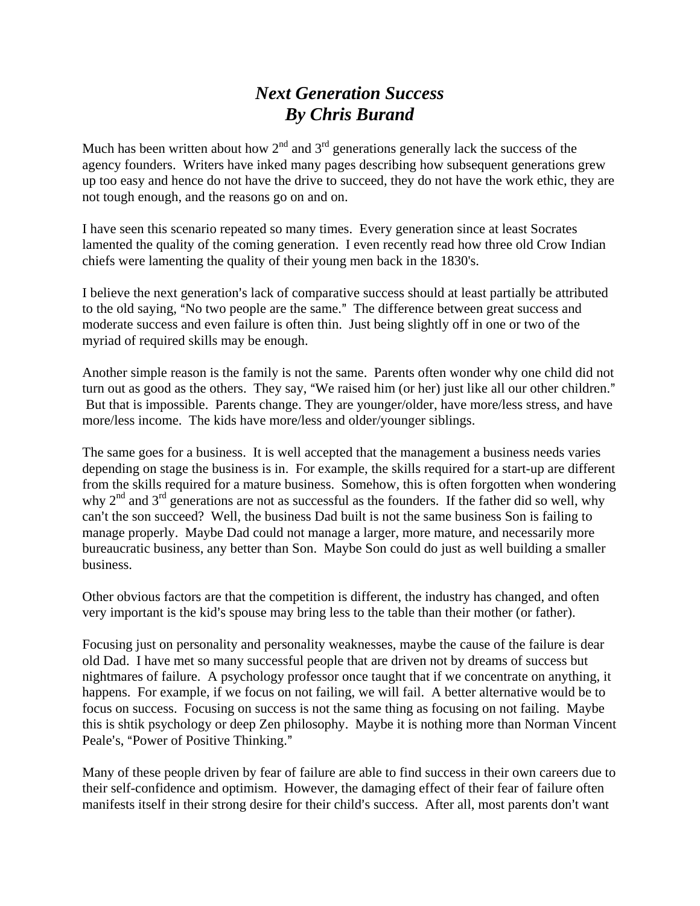# *Next Generation Success*
# *By Chris Burand*

Much has been written about how 2nd and 3rd generations generally lack the success of the agency founders. Writers have inked many pages describing how subsequent generations grew up too easy and hence do not have the drive to succeed, they do not have the work ethic, they are not tough enough, and the reasons go on and on.

I have seen this scenario repeated so many times. Every generation since at least Socrates lamented the quality of the coming generation. I even recently read how three old Crow Indian chiefs were lamenting the quality of their young men back in the 1830's.

I believe the next generation's lack of comparative success should at least partially be attributed to the old saying, "No two people are the same." The difference between great success and moderate success and even failure is often thin. Just being slightly off in one or two of the myriad of required skills may be enough.

Another simple reason is the family is not the same. Parents often wonder why one child did not turn out as good as the others. They say, "We raised him (or her) just like all our other children." But that is impossible. Parents change. They are younger/older, have more/less stress, and have more/less income. The kids have more/less and older/younger siblings.

The same goes for a business. It is well accepted that the management a business needs varies depending on stage the business is in. For example, the skills required for a start-up are different from the skills required for a mature business. Somehow, this is often forgotten when wondering why 2nd and 3rd generations are not as successful as the founders. If the father did so well, why can't the son succeed? Well, the business Dad built is not the same business Son is failing to manage properly. Maybe Dad could not manage a larger, more mature, and necessarily more bureaucratic business, any better than Son. Maybe Son could do just as well building a smaller business.

Other obvious factors are that the competition is different, the industry has changed, and often very important is the kid's spouse may bring less to the table than their mother (or father).

Focusing just on personality and personality weaknesses, maybe the cause of the failure is dear old Dad. I have met so many successful people that are driven not by dreams of success but nightmares of failure. A psychology professor once taught that if we concentrate on anything, it happens. For example, if we focus on not failing, we will fail. A better alternative would be to focus on success. Focusing on success is not the same thing as focusing on not failing. Maybe this is shtik psychology or deep Zen philosophy. Maybe it is nothing more than Norman Vincent Peale's, "Power of Positive Thinking."

Many of these people driven by fear of failure are able to find success in their own careers due to their self-confidence and optimism. However, the damaging effect of their fear of failure often manifests itself in their strong desire for their child's success. After all, most parents don't want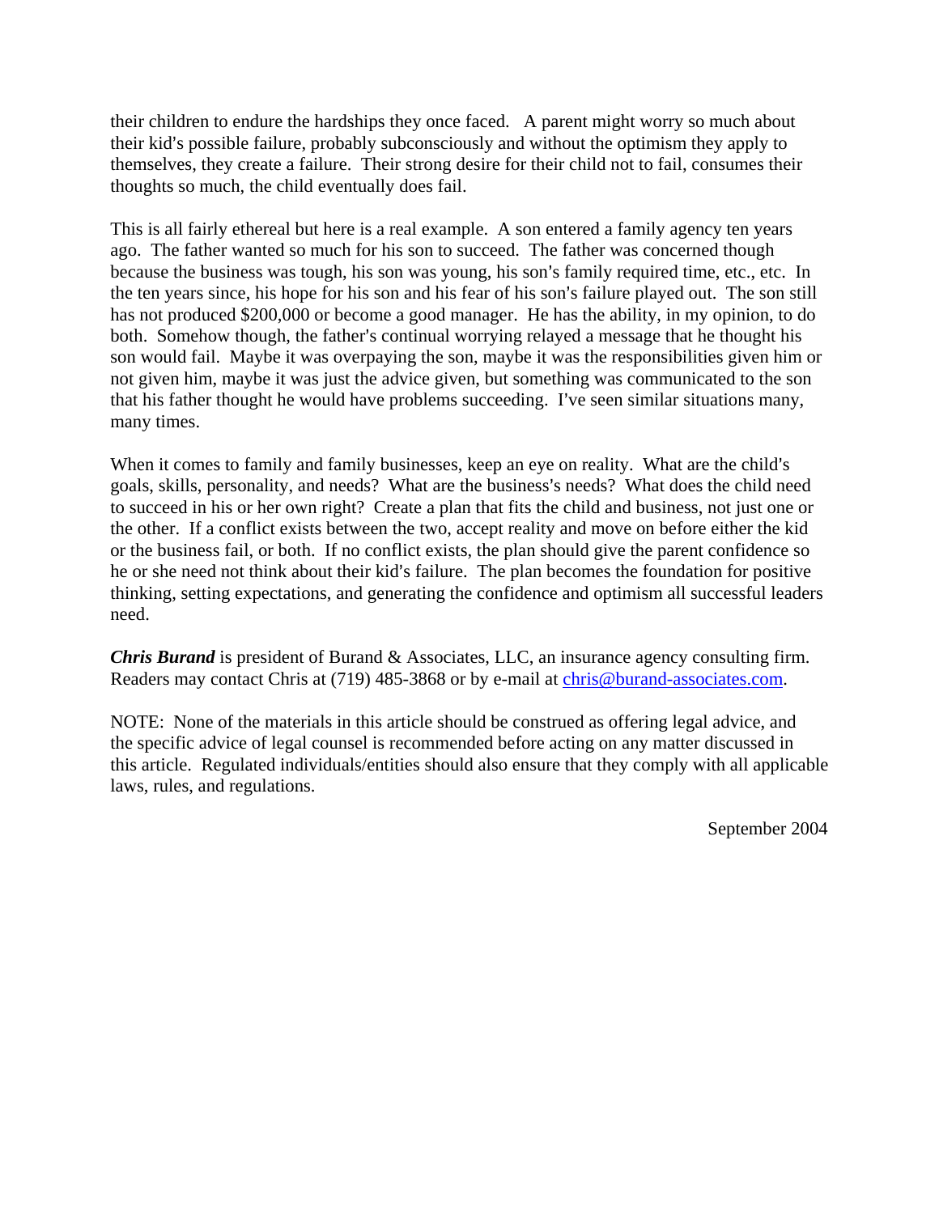their children to endure the hardships they once faced. A parent might worry so much about their kid's possible failure, probably subconsciously and without the optimism they apply to themselves, they create a failure. Their strong desire for their child not to fail, consumes their thoughts so much, the child eventually does fail.

This is all fairly ethereal but here is a real example. A son entered a family agency ten years ago. The father wanted so much for his son to succeed. The father was concerned though because the business was tough, his son was young, his son's family required time, etc., etc. In the ten years since, his hope for his son and his fear of his son's failure played out. The son still has not produced $200,000 or become a good manager. He has the ability, in my opinion, to do both. Somehow though, the father's continual worrying relayed a message that he thought his son would fail. Maybe it was overpaying the son, maybe it was the responsibilities given him or not given him, maybe it was just the advice given, but something was communicated to the son that his father thought he would have problems succeeding. I've seen similar situations many, many times.

When it comes to family and family businesses, keep an eye on reality. What are the child's goals, skills, personality, and needs? What are the business's needs? What does the child need to succeed in his or her own right? Create a plan that fits the child and business, not just one or the other. If a conflict exists between the two, accept reality and move on before either the kid or the business fail, or both. If no conflict exists, the plan should give the parent confidence so he or she need not think about their kid's failure. The plan becomes the foundation for positive thinking, setting expectations, and generating the confidence and optimism all successful leaders need.

***Chris Burand*** is president of Burand & Associates, LLC, an insurance agency consulting firm. Readers may contact Chris at (719) 485-3868 or by e-mail at chris@burand-associates.com.

NOTE: None of the materials in this article should be construed as offering legal advice, and the specific advice of legal counsel is recommended before acting on any matter discussed in this article. Regulated individuals/entities should also ensure that they comply with all applicable laws, rules, and regulations.

September 2004